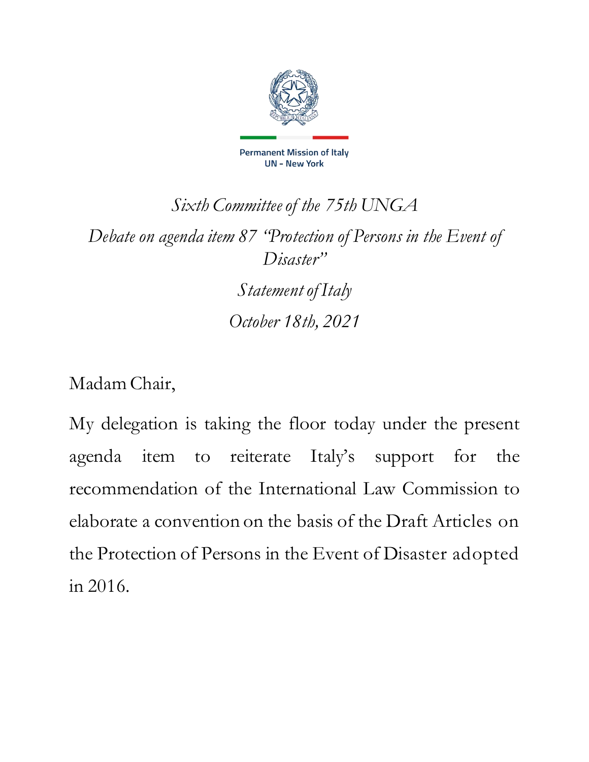Permanent Mission of Italy
UN - New York

*Sixth Committee of the 75th UNGA*

*Debate on agenda item 87 "Protection of Persons in the Event of Disaster"*

*Statement of Italy*

*October 18th, 2021*

Madam Chair,

My delegation is taking the floor today under the present agenda item to reiterate Italy's support for the recommendation of the International Law Commission to elaborate a convention on the basis of the Draft Articles on the Protection of Persons in the Event of Disaster adopted in 2016.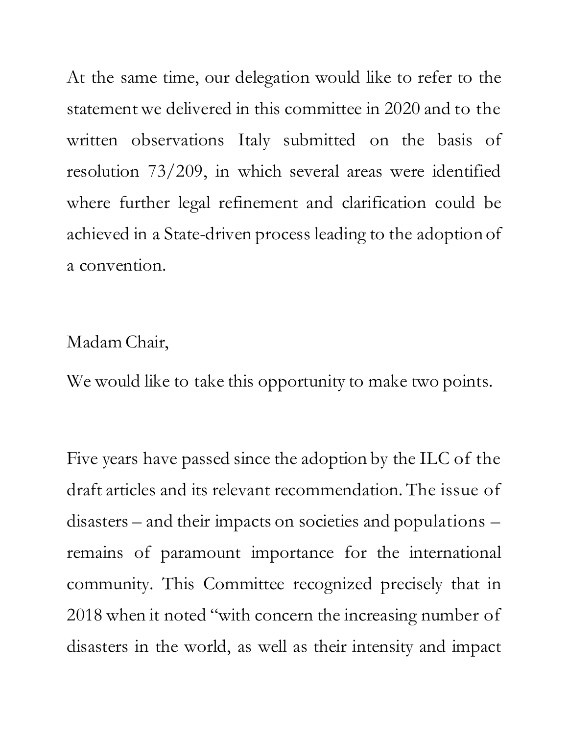At the same time, our delegation would like to refer to the statement we delivered in this committee in 2020 and to the written observations Italy submitted on the basis of resolution 73/209, in which several areas were identified where further legal refinement and clarification could be achieved in a State-driven process leading to the adoption of a convention.

Madam Chair,

We would like to take this opportunity to make two points.

Five years have passed since the adoption by the ILC of the draft articles and its relevant recommendation. The issue of disasters – and their impacts on societies and populations – remains of paramount importance for the international community. This Committee recognized precisely that in 2018 when it noted "with concern the increasing number of disasters in the world, as well as their intensity and impact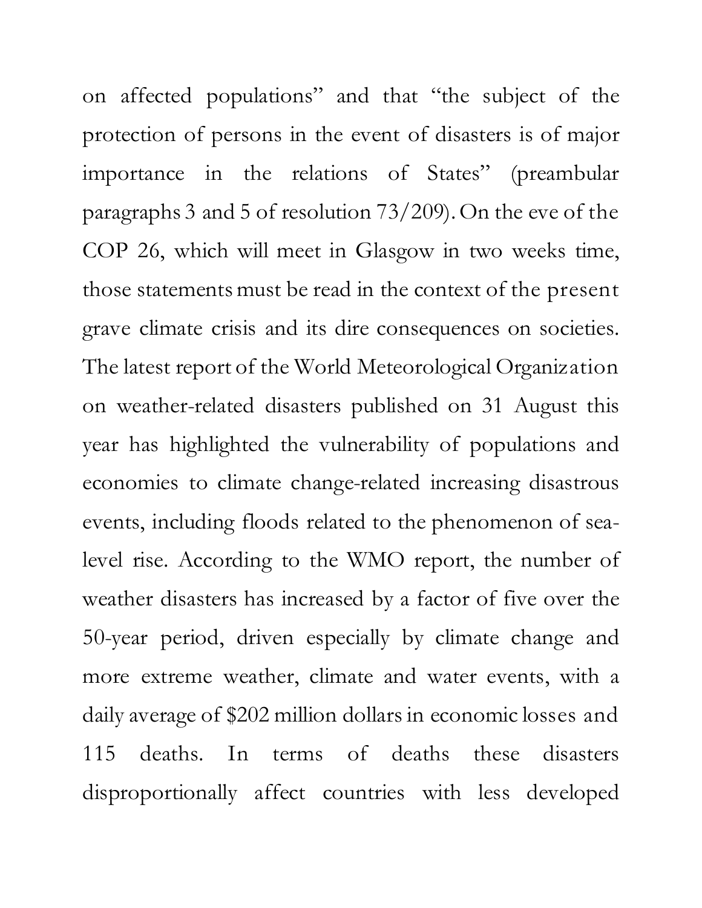on affected populations" and that "the subject of the protection of persons in the event of disasters is of major importance in the relations of States" (preambular paragraphs 3 and 5 of resolution 73/209). On the eve of the COP 26, which will meet in Glasgow in two weeks time, those statements must be read in the context of the present grave climate crisis and its dire consequences on societies. The latest report of the World Meteorological Organization on weather-related disasters published on 31 August this year has highlighted the vulnerability of populations and economies to climate change-related increasing disastrous events, including floods related to the phenomenon of sea-level rise. According to the WMO report, the number of weather disasters has increased by a factor of five over the 50-year period, driven especially by climate change and more extreme weather, climate and water events, with a daily average of $202 million dollars in economic losses and 115 deaths. In terms of deaths these disasters disproportionally affect countries with less developed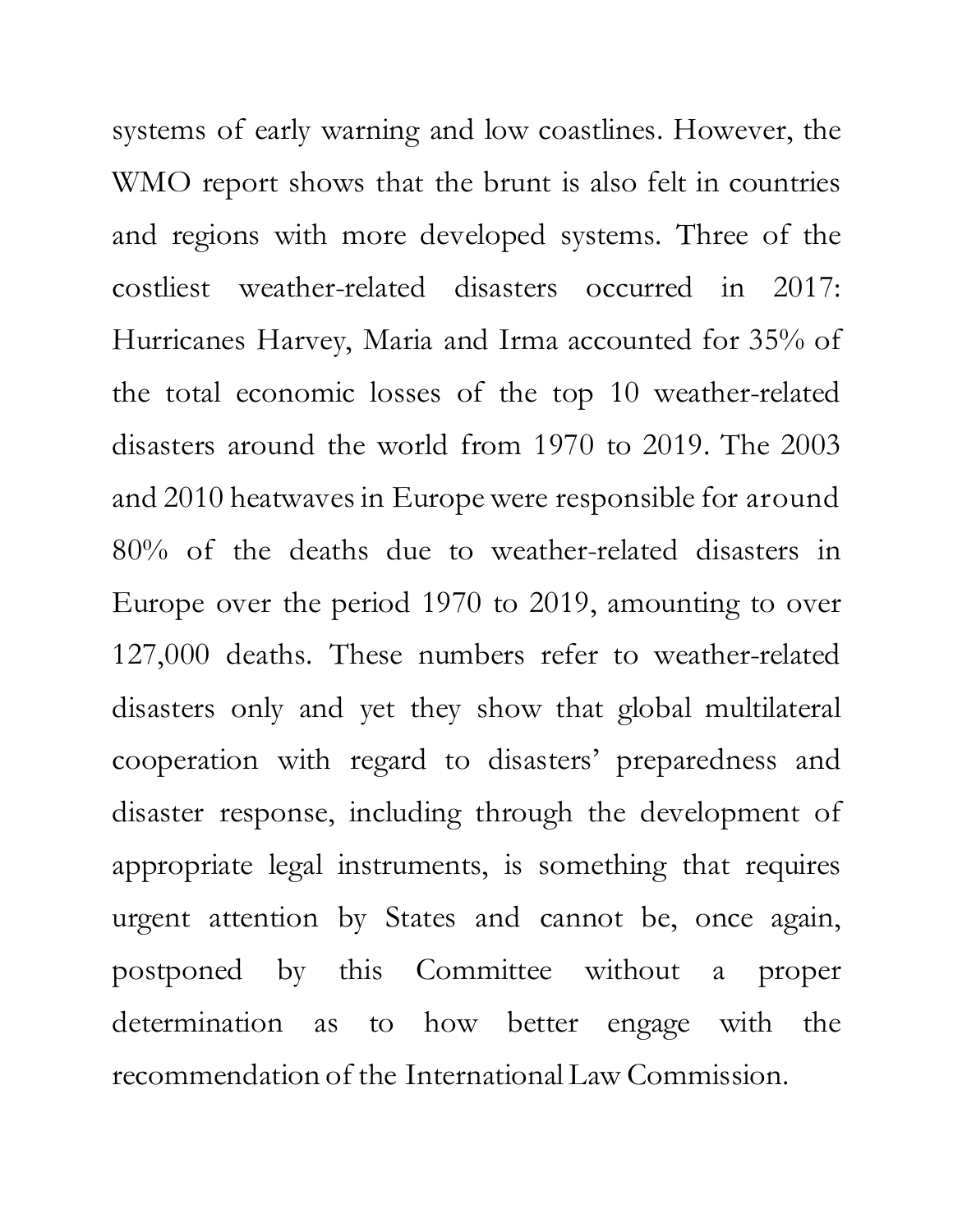systems of early warning and low coastlines. However, the WMO report shows that the brunt is also felt in countries and regions with more developed systems. Three of the costliest weather-related disasters occurred in 2017: Hurricanes Harvey, Maria and Irma accounted for 35% of the total economic losses of the top 10 weather-related disasters around the world from 1970 to 2019. The 2003 and 2010 heatwaves in Europe were responsible for around 80% of the deaths due to weather-related disasters in Europe over the period 1970 to 2019, amounting to over 127,000 deaths. These numbers refer to weather-related disasters only and yet they show that global multilateral cooperation with regard to disasters' preparedness and disaster response, including through the development of appropriate legal instruments, is something that requires urgent attention by States and cannot be, once again, postponed by this Committee without a proper determination as to how better engage with the recommendation of the International Law Commission.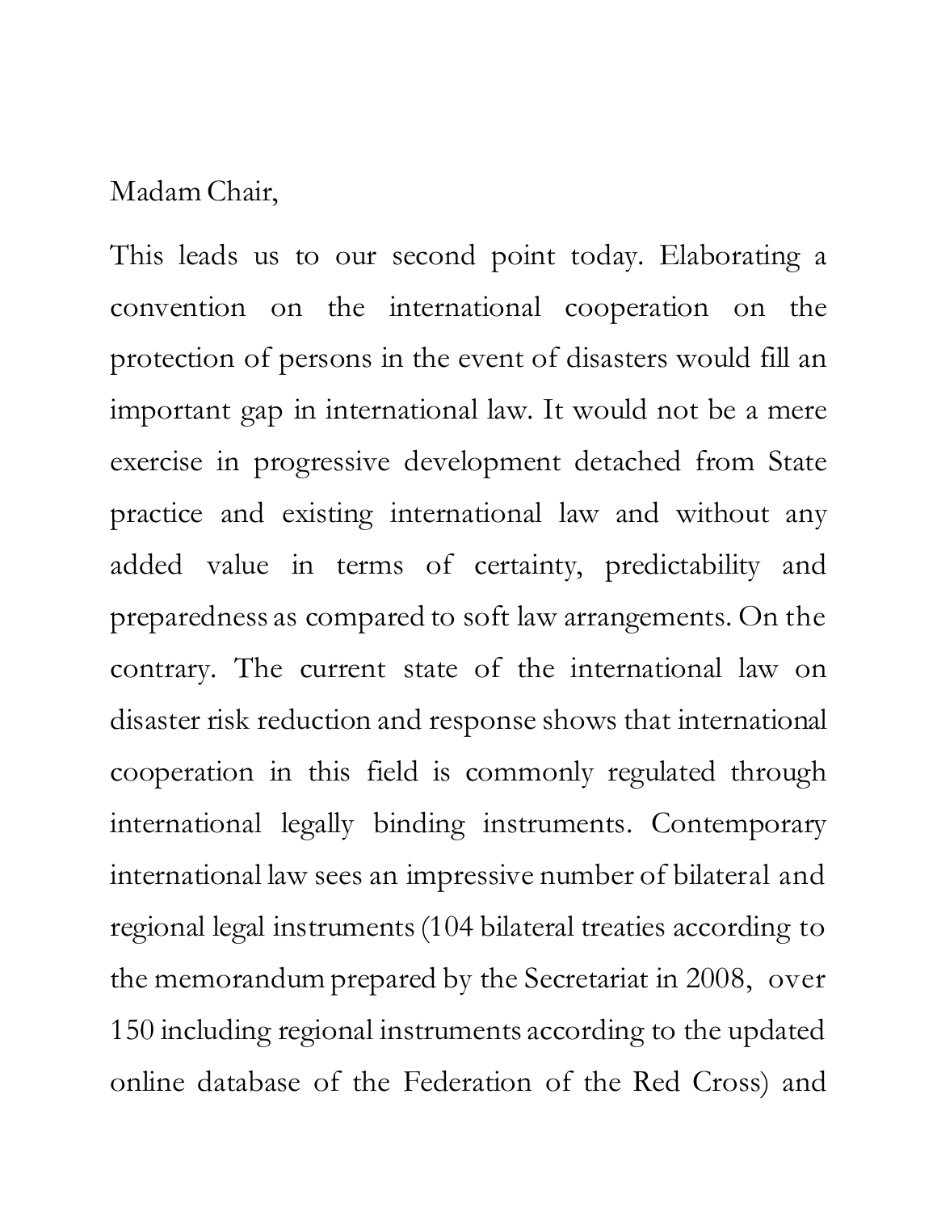Madam Chair,

This leads us to our second point today. Elaborating a convention on the international cooperation on the protection of persons in the event of disasters would fill an important gap in international law. It would not be a mere exercise in progressive development detached from State practice and existing international law and without any added value in terms of certainty, predictability and preparedness as compared to soft law arrangements. On the contrary. The current state of the international law on disaster risk reduction and response shows that international cooperation in this field is commonly regulated through international legally binding instruments. Contemporary international law sees an impressive number of bilateral and regional legal instruments (104 bilateral treaties according to the memorandum prepared by the Secretariat in 2008, over 150 including regional instruments according to the updated online database of the Federation of the Red Cross) and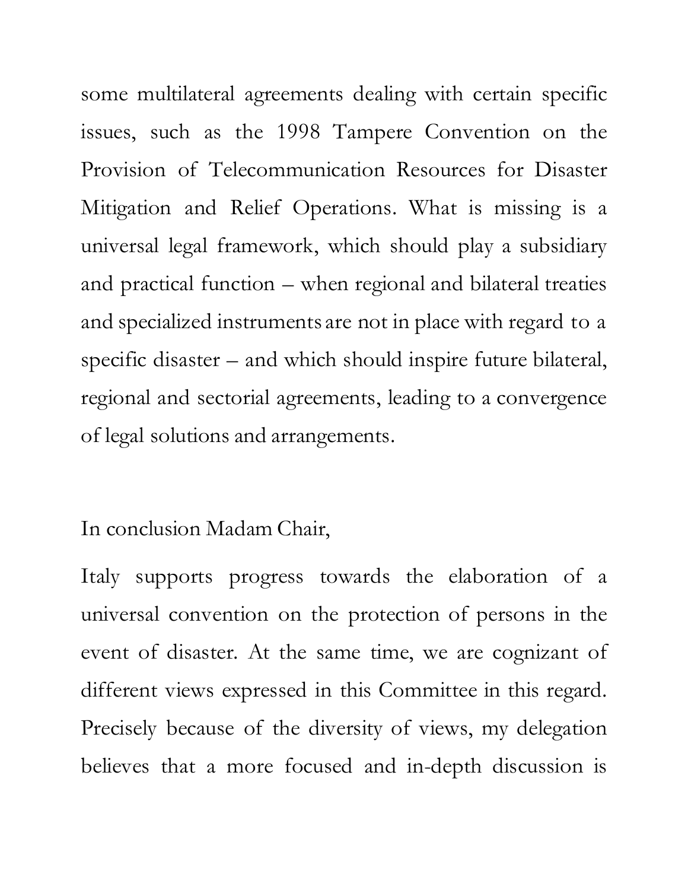some multilateral agreements dealing with certain specific issues, such as the 1998 Tampere Convention on the Provision of Telecommunication Resources for Disaster Mitigation and Relief Operations. What is missing is a universal legal framework, which should play a subsidiary and practical function – when regional and bilateral treaties and specialized instruments are not in place with regard to a specific disaster – and which should inspire future bilateral, regional and sectorial agreements, leading to a convergence of legal solutions and arrangements.

In conclusion Madam Chair,

Italy supports progress towards the elaboration of a universal convention on the protection of persons in the event of disaster. At the same time, we are cognizant of different views expressed in this Committee in this regard. Precisely because of the diversity of views, my delegation believes that a more focused and in-depth discussion is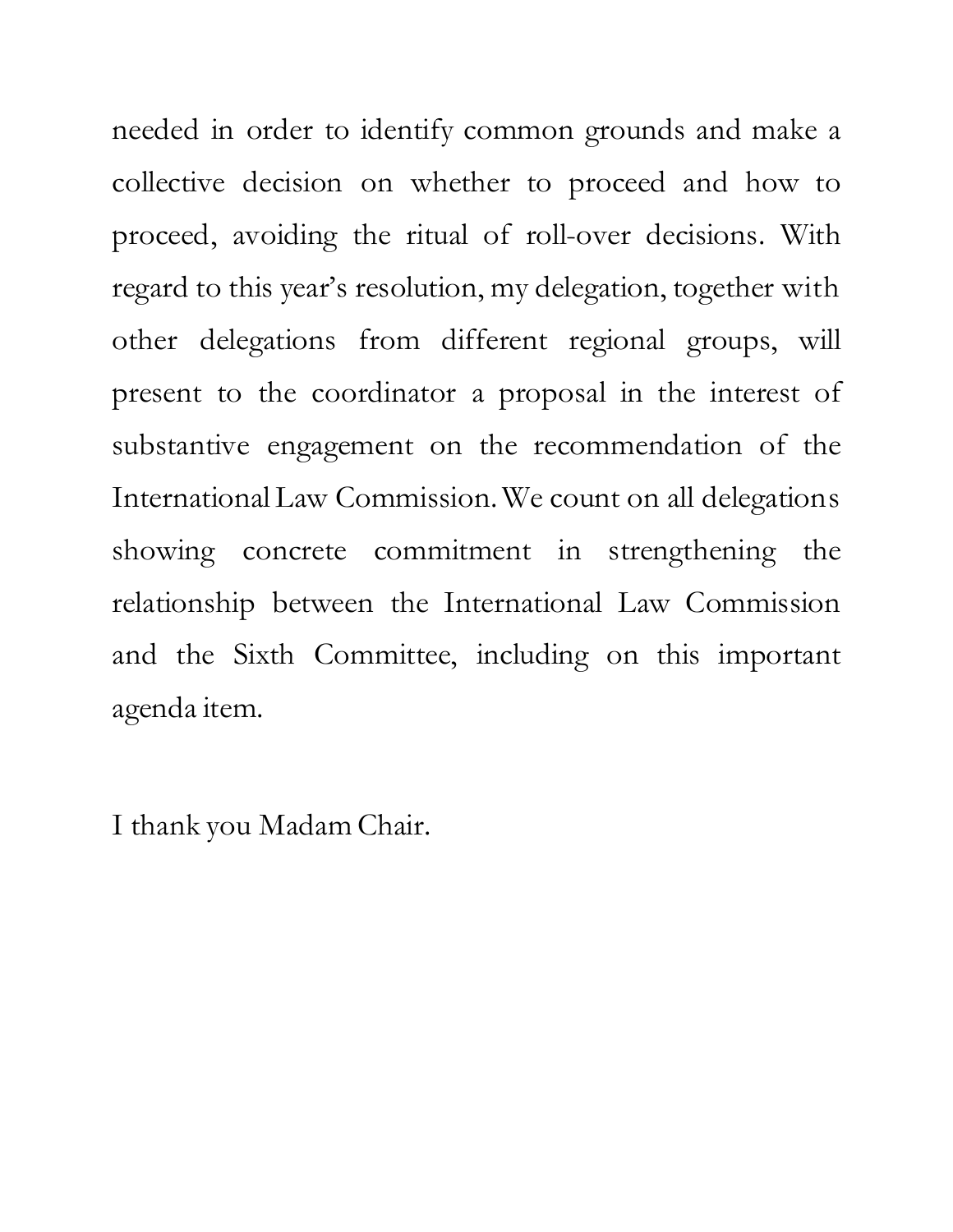needed in order to identify common grounds and make a collective decision on whether to proceed and how to proceed, avoiding the ritual of roll-over decisions. With regard to this year's resolution, my delegation, together with other delegations from different regional groups, will present to the coordinator a proposal in the interest of substantive engagement on the recommendation of the International Law Commission. We count on all delegations showing concrete commitment in strengthening the relationship between the International Law Commission and the Sixth Committee, including on this important agenda item.

I thank you Madam Chair.